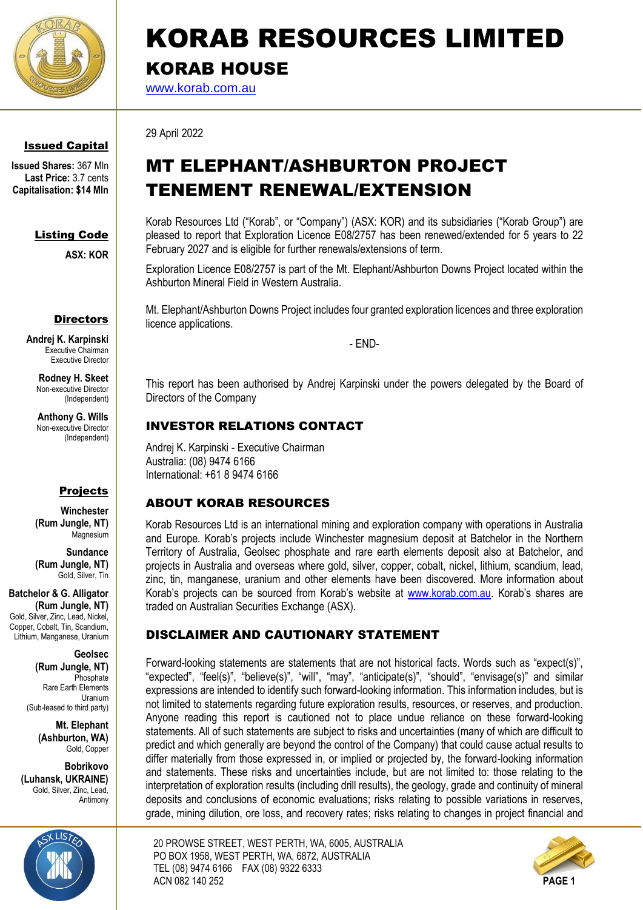# KORAB RESOURCES LIMITED

## KORAB HOUSE

www.korab.com.au

**Issued Capital**

**Issued Shares:** 367 Mln
**Last Price:** 3.7 cents
**Capitalisation: $14 Mln**

**Listing Code**

**ASX: KOR**

**Directors**

**Andrej K. Karpinski**
Executive Chairman
Executive Director

**Rodney H. Skeet**
Non-executive Director
(Independent)

**Anthony G. Wills**
Non-executive Director
(Independent)

**Projects**

**Winchester (Rum Jungle, NT)**
Magnesium

**Sundance (Rum Jungle, NT)**
Gold, Silver, Tin

**Batchelor & G. Alligator (Rum Jungle, NT)**
Gold, Silver, Zinc, Lead, Nickel, Copper, Cobalt, Tin, Scandium, Lithium, Manganese, Uranium

**Geolsec (Rum Jungle, NT)**
Phosphate
Rare Earth Elements
Uranium
(Sub-leased to third party)

**Mt. Elephant (Ashburton, WA)**
Gold, Copper

**Bobrikovo (Luhansk, UKRAINE)**
Gold, Silver, Zinc, Lead, Antimony

29 April 2022

# MT ELEPHANT/ASHBURTON PROJECT TENEMENT RENEWAL/EXTENSION

Korab Resources Ltd ("Korab", or "Company") (ASX: KOR) and its subsidiaries ("Korab Group") are pleased to report that Exploration Licence E08/2757 has been renewed/extended for 5 years to 22 February 2027 and is eligible for further renewals/extensions of term.

Exploration Licence E08/2757 is part of the Mt. Elephant/Ashburton Downs Project located within the Ashburton Mineral Field in Western Australia.

Mt. Elephant/Ashburton Downs Project includes four granted exploration licences and three exploration licence applications.

- END-

This report has been authorised by Andrej Karpinski under the powers delegated by the Board of Directors of the Company

## INVESTOR RELATIONS CONTACT

Andrej K. Karpinski - Executive Chairman
Australia: (08) 9474 6166
International: +61 8 9474 6166

## ABOUT KORAB RESOURCES

Korab Resources Ltd is an international mining and exploration company with operations in Australia and Europe. Korab's projects include Winchester magnesium deposit at Batchelor in the Northern Territory of Australia, Geolsec phosphate and rare earth elements deposit also at Batchelor, and projects in Australia and overseas where gold, silver, copper, cobalt, nickel, lithium, scandium, lead, zinc, tin, manganese, uranium and other elements have been discovered. More information about Korab's projects can be sourced from Korab's website at www.korab.com.au. Korab's shares are traded on Australian Securities Exchange (ASX).

## DISCLAIMER AND CAUTIONARY STATEMENT

Forward-looking statements are statements that are not historical facts. Words such as "expect(s)", "expected", "feel(s)", "believe(s)", "will", "may", "anticipate(s)", "should", "envisage(s)" and similar expressions are intended to identify such forward-looking information. This information includes, but is not limited to statements regarding future exploration results, resources, or reserves, and production. Anyone reading this report is cautioned not to place undue reliance on these forward-looking statements. All of such statements are subject to risks and uncertainties (many of which are difficult to predict and which generally are beyond the control of the Company) that could cause actual results to differ materially from those expressed in, or implied or projected by, the forward-looking information and statements. These risks and uncertainties include, but are not limited to: those relating to the interpretation of exploration results (including drill results), the geology, grade and continuity of mineral deposits and conclusions of economic evaluations; risks relating to possible variations in reserves, grade, mining dilution, ore loss, and recovery rates; risks relating to changes in project financial and

20 PROWSE STREET, WEST PERTH, WA, 6005, AUSTRALIA
PO BOX 1958, WEST PERTH, WA, 6872, AUSTRALIA
TEL (08) 9474 6166 FAX (08) 9322 6333
ACN 082 140 252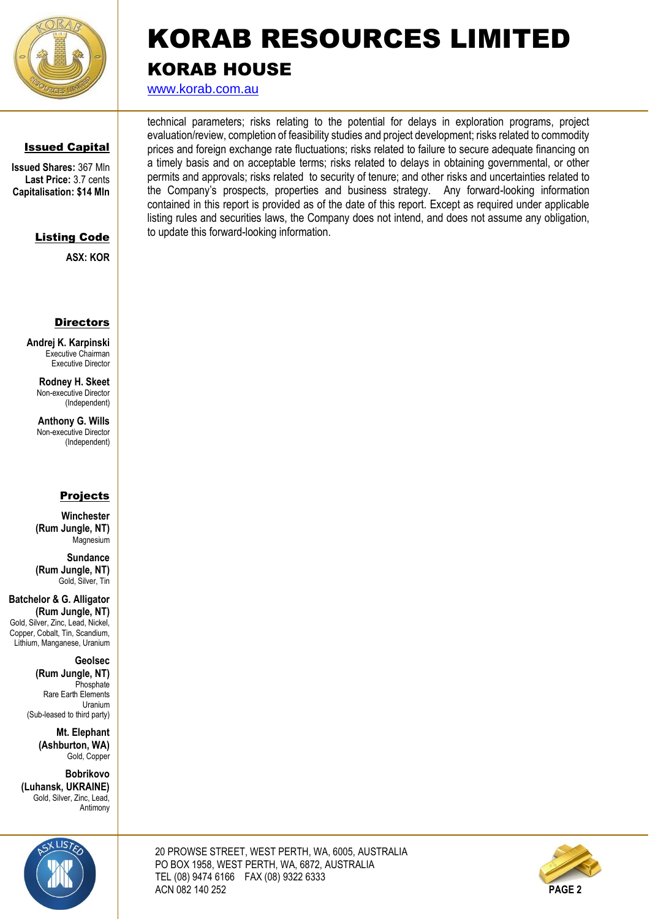technical parameters; risks relating to the potential for delays in exploration programs, project evaluation/review, completion of feasibility studies and project development; risks related to commodity prices and foreign exchange rate fluctuations; risks related to failure to secure adequate financing on a timely basis and on acceptable terms; risks related to delays in obtaining governmental, or other permits and approvals; risks related to security of tenure; and other risks and uncertainties related to the Company's prospects, properties and business strategy. Any forward-looking information contained in this report is provided as of the date of this report. Except as required under applicable listing rules and securities laws, the Company does not intend, and does not assume any obligation, to update this forward-looking information.